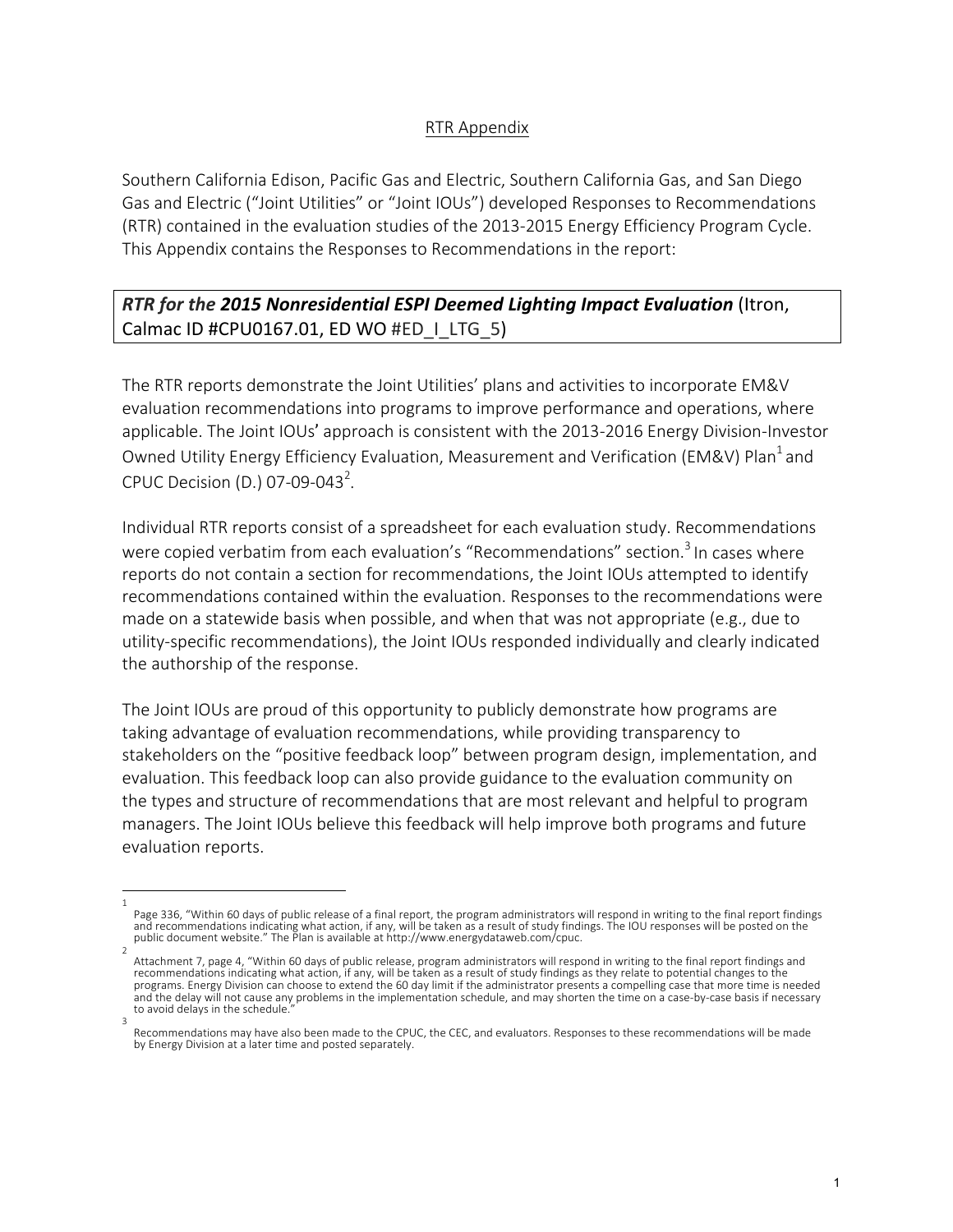# RTR Appendix

Southern California Edison, Pacific Gas and Electric, Southern California Gas, and San Diego Gas and Electric ("Joint Utilities" or "Joint IOUs") developed Responses to Recommendations (RTR) contained in the evaluation studies of the 2013-2015 Energy Efficiency Program Cycle. This Appendix contains the Responses to Recommendations in the report:

***RTR for the 2015 Nonresidential ESPI Deemed Lighting Impact Evaluation*** (Itron, Calmac ID #CPU0167.01, ED WO #ED_I_LTG_5)

The RTR reports demonstrate the Joint Utilities' plans and activities to incorporate EM&V evaluation recommendations into programs to improve performance and operations, where applicable. The Joint IOUs' approach is consistent with the 2013-2016 Energy Division-Investor Owned Utility Energy Efficiency Evaluation, Measurement and Verification (EM&V) Plan[1] and CPUC Decision (D.) 07-09-043[2].

Individual RTR reports consist of a spreadsheet for each evaluation study. Recommendations were copied verbatim from each evaluation's "Recommendations" section.[3] In cases where reports do not contain a section for recommendations, the Joint IOUs attempted to identify recommendations contained within the evaluation. Responses to the recommendations were made on a statewide basis when possible, and when that was not appropriate (e.g., due to utility-specific recommendations), the Joint IOUs responded individually and clearly indicated the authorship of the response.

The Joint IOUs are proud of this opportunity to publicly demonstrate how programs are taking advantage of evaluation recommendations, while providing transparency to stakeholders on the "positive feedback loop" between program design, implementation, and evaluation. This feedback loop can also provide guidance to the evaluation community on the types and structure of recommendations that are most relevant and helpful to program managers. The Joint IOUs believe this feedback will help improve both programs and future evaluation reports.

---

[1] Page 336, "Within 60 days of public release of a final report, the program administrators will respond in writing to the final report findings and recommendations indicating what action, if any, will be taken as a result of study findings. The IOU responses will be posted on the public document website." The Plan is available at http://www.energydataweb.com/cpuc.

[2] Attachment 7, page 4, "Within 60 days of public release, program administrators will respond in writing to the final report findings and recommendations indicating what action, if any, will be taken as a result of study findings as they relate to potential changes to the programs. Energy Division can choose to extend the 60 day limit if the administrator presents a compelling case that more time is needed and the delay will not cause any problems in the implementation schedule, and may shorten the time on a case-by-case basis if necessary to avoid delays in the schedule."

[3] Recommendations may have also been made to the CPUC, the CEC, and evaluators. Responses to these recommendations will be made by Energy Division at a later time and posted separately.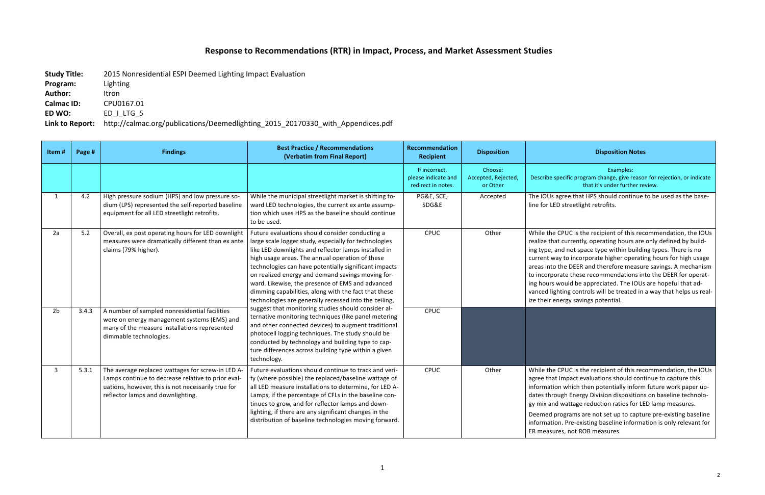# Response to Recommendations (RTR) in Impact, Process, and Market Assessment Studies

**Study Title:** 2015 Nonresidential ESPI Deemed Lighting Impact Evaluation
**Program:** Lighting
**Author:** Itron
**Calmac ID:** CPU0167.01
**ED WO:** ED_I_LTG_5
**Link to Report:** http://calmac.org/publications/Deemedlighting_2015_20170330_with_Appendices.pdf

| Item # | Page # | Findings | Best Practice / Recommendations (Verbatim from Final Report) | Recommendation Recipient | Disposition | Disposition Notes |
|---|---|---|---|---|---|---|
| | | | | If incorrect, please indicate and redirect in notes. | Choose: Accepted, Rejected, or Other | Examples: Describe specific program change, give reason for rejection, or indicate that it's under further review. |
| 1 | 4.2 | High pressure sodium (HPS) and low pressure sodium (LPS) represented the self-reported baseline equipment for all LED streetlight retrofits. | While the municipal streetlight market is shifting toward LED technologies, the current ex ante assumption which uses HPS as the baseline should continue to be used. | PG&E, SCE, SDG&E | Accepted | The IOUs agree that HPS should continue to be used as the baseline for LED streetlight retrofits. |
| 2a | 5.2 | Overall, ex post operating hours for LED downlight measures were dramatically different than ex ante claims (79% higher). | Future evaluations should consider conducting a large scale logger study, especially for technologies like LED downlights and reflector lamps installed in high usage areas. The annual operation of these technologies can have potentially significant impacts on realized energy and demand savings moving forward. Likewise, the presence of EMS and advanced dimming capabilities, along with the fact that these technologies are generally recessed into the ceiling, suggest that monitoring studies should consider alternative monitoring techniques (like panel metering and other connected devices) to augment traditional photocell logging techniques. The study should be conducted by technology and building type to capture differences across building type within a given technology. | CPUC | Other | While the CPUC is the recipient of this recommendation, the IOUs realize that currently, operating hours are only defined by building type, and not space type within building types. There is no current way to incorporate higher operating hours for high usage areas into the DEER and therefore measure savings. A mechanism to incorporate these recommendations into the DEER for operating hours would be appreciated. The IOUs are hopeful that advanced lighting controls will be treated in a way that helps us realize their energy savings potential. |
| 2b | 3.4.3 | A number of sampled nonresidential facilities were on energy management systems (EMS) and many of the measure installations represented dimmable technologies. | | CPUC | | |
| 3 | 5.3.1 | The average replaced wattages for screw-in LED A-Lamps continue to decrease relative to prior evaluations, however, this is not necessarily true for reflector lamps and downlighting. | Future evaluations should continue to track and verify (where possible) the replaced/baseline wattage of all LED measure installations to determine, for LED A-Lamps, if the percentage of CFLs in the baseline continues to grow, and for reflector lamps and downlighting, if there are any significant changes in the distribution of baseline technologies moving forward. | CPUC | Other | While the CPUC is the recipient of this recommendation, the IOUs agree that Impact evaluations should continue to capture this information which then potentially inform future work paper updates through Energy Division dispositions on baseline technology mix and wattage reduction ratios for LED lamp measures.<br><br>Deemed programs are not set up to capture pre-existing baseline information. Pre-existing baseline information is only relevant for ER measures, not ROB measures. |